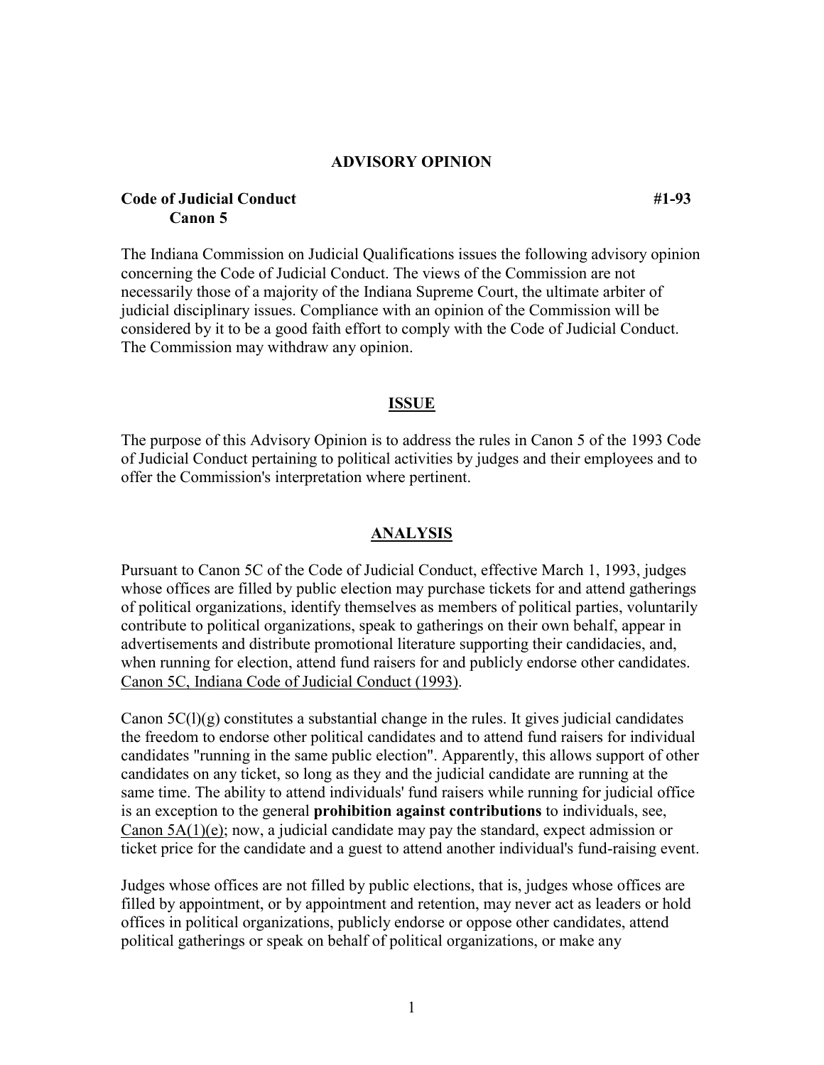**ADVISORY OPINION**

**Code of Judicial Conduct** **#1-93**
**Canon 5**

The Indiana Commission on Judicial Qualifications issues the following advisory opinion concerning the Code of Judicial Conduct. The views of the Commission are not necessarily those of a majority of the Indiana Supreme Court, the ultimate arbiter of judicial disciplinary issues. Compliance with an opinion of the Commission will be considered by it to be a good faith effort to comply with the Code of Judicial Conduct. The Commission may withdraw any opinion.

## ISSUE

The purpose of this Advisory Opinion is to address the rules in Canon 5 of the 1993 Code of Judicial Conduct pertaining to political activities by judges and their employees and to offer the Commission's interpretation where pertinent.

## ANALYSIS

Pursuant to Canon 5C of the Code of Judicial Conduct, effective March 1, 1993, judges whose offices are filled by public election may purchase tickets for and attend gatherings of political organizations, identify themselves as members of political parties, voluntarily contribute to political organizations, speak to gatherings on their own behalf, appear in advertisements and distribute promotional literature supporting their candidacies, and, when running for election, attend fund raisers for and publicly endorse other candidates. Canon 5C, Indiana Code of Judicial Conduct (1993).

Canon 5C(l)(g) constitutes a substantial change in the rules. It gives judicial candidates the freedom to endorse other political candidates and to attend fund raisers for individual candidates "running in the same public election". Apparently, this allows support of other candidates on any ticket, so long as they and the judicial candidate are running at the same time. The ability to attend individuals' fund raisers while running for judicial office is an exception to the general **prohibition against contributions** to individuals, see, Canon 5A(1)(e); now, a judicial candidate may pay the standard, expect admission or ticket price for the candidate and a guest to attend another individual's fund-raising event.

Judges whose offices are not filled by public elections, that is, judges whose offices are filled by appointment, or by appointment and retention, may never act as leaders or hold offices in political organizations, publicly endorse or oppose other candidates, attend political gatherings or speak on behalf of political organizations, or make any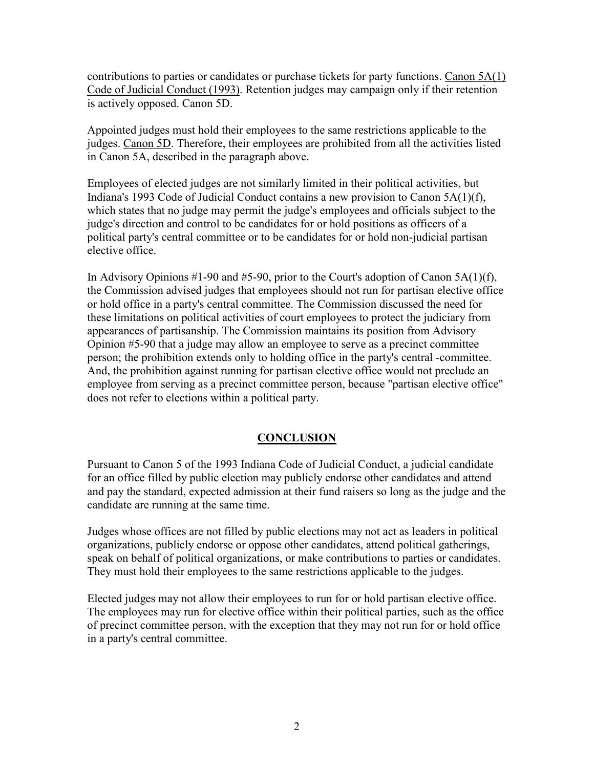contributions to parties or candidates or purchase tickets for party functions. Canon 5A(1) Code of Judicial Conduct (1993). Retention judges may campaign only if their retention is actively opposed. Canon 5D.

Appointed judges must hold their employees to the same restrictions applicable to the judges. Canon 5D. Therefore, their employees are prohibited from all the activities listed in Canon 5A, described in the paragraph above.

Employees of elected judges are not similarly limited in their political activities, but Indiana's 1993 Code of Judicial Conduct contains a new provision to Canon 5A(1)(f), which states that no judge may permit the judge's employees and officials subject to the judge's direction and control to be candidates for or hold positions as officers of a political party's central committee or to be candidates for or hold non-judicial partisan elective office.

In Advisory Opinions #1-90 and #5-90, prior to the Court's adoption of Canon 5A(1)(f), the Commission advised judges that employees should not run for partisan elective office or hold office in a party's central committee. The Commission discussed the need for these limitations on political activities of court employees to protect the judiciary from appearances of partisanship. The Commission maintains its position from Advisory Opinion #5-90 that a judge may allow an employee to serve as a precinct committee person; the prohibition extends only to holding office in the party's central -committee. And, the prohibition against running for partisan elective office would not preclude an employee from serving as a precinct committee person, because "partisan elective office" does not refer to elections within a political party.

## CONCLUSION

Pursuant to Canon 5 of the 1993 Indiana Code of Judicial Conduct, a judicial candidate for an office filled by public election may publicly endorse other candidates and attend and pay the standard, expected admission at their fund raisers so long as the judge and the candidate are running at the same time.

Judges whose offices are not filled by public elections may not act as leaders in political organizations, publicly endorse or oppose other candidates, attend political gatherings, speak on behalf of political organizations, or make contributions to parties or candidates. They must hold their employees to the same restrictions applicable to the judges.

Elected judges may not allow their employees to run for or hold partisan elective office. The employees may run for elective office within their political parties, such as the office of precinct committee person, with the exception that they may not run for or hold office in a party's central committee.